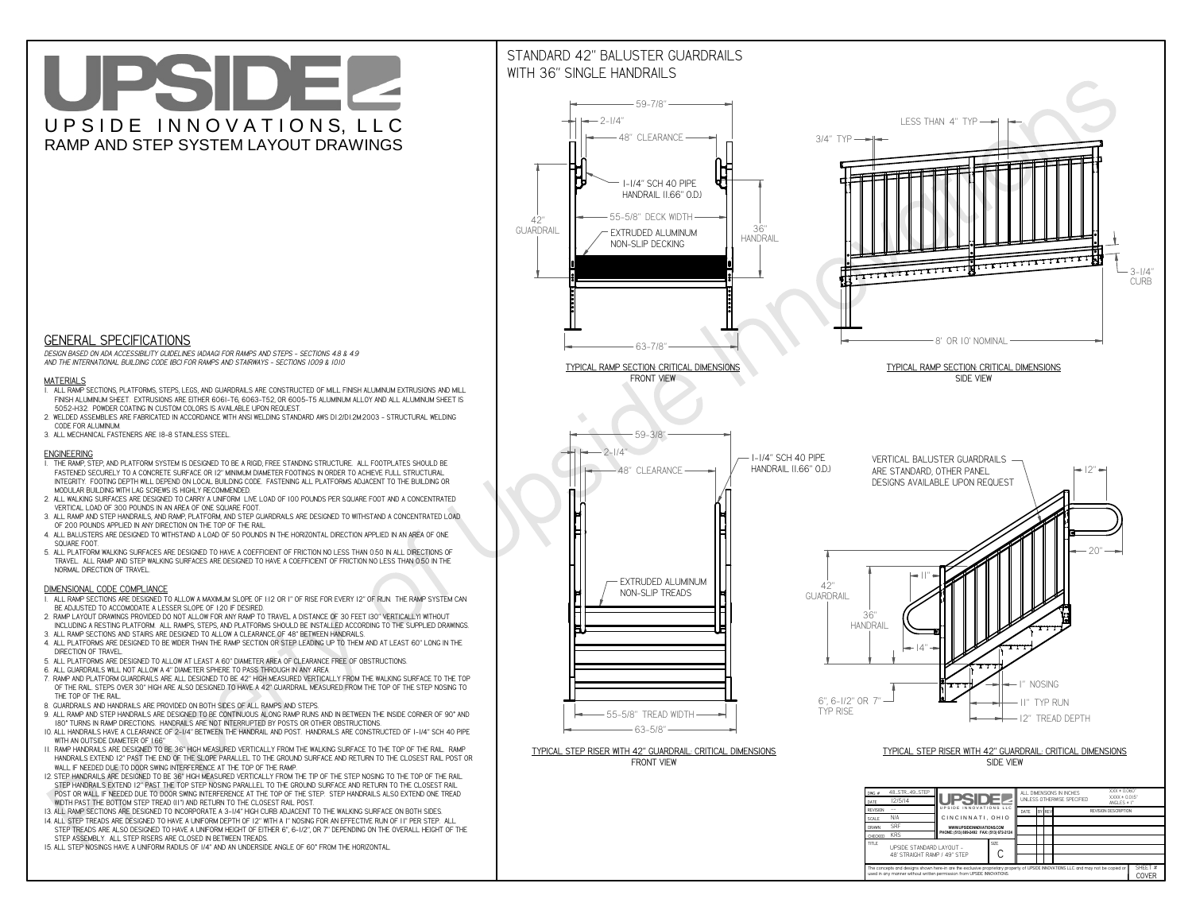# UPSIDE

UPSIDE INNOVATIONS, LLC

RAMP AND STEP SYSTEM LAYOUT DRAWINGS

## GENERAL SPECIFICATIONS

*DESIGN BASED ON ADA ACCESSIBILITY GUIDELINES (ADAAG) FOR RAMPS AND STEPS - SECTIONS 4.8 & 4.9 AND THE INTERNATIONAL BUILDING CODE (IBC) FOR RAMPS AND STAIRWAYS - SECTIONS 1009 & 1010*

### MATERIALS

1. ALL RAMP SECTIONS, PLATFORMS, STEPS, LEGS, AND GUARDRAILS ARE CONSTRUCTED OF MILL FINISH ALUMINUM EXTRUSIONS AND MILL FINISH ALUMINUM SHEET. EXTRUSIONS ARE EITHER 6061-T6, 6063-T52, OR 6005-T5 ALUMINUM ALLOY AND ALL ALUMINUM SHEET IS 5052-H32. POWDER COATING IN CUSTOM COLORS IS AVAILABLE UPON REQUEST.
2. WELDED ASSEMBLIES ARE FABRICATED IN ACCORDANCE WITH ANSI WELDING STANDARD AWS D1.2/D1.2M:2003 - STRUCTURAL WELDING CODE FOR ALUMINUM.
3. ALL MECHANICAL FASTENERS ARE 18-8 STAINLESS STEEL.

### ENGINEERING

1. THE RAMP, STEP, AND PLATFORM SYSTEM IS DESIGNED TO BE A RIGID, FREE STANDING STRUCTURE. ALL FOOTPLATES SHOULD BE FASTENED SECURELY TO A CONCRETE SURFACE OR 12" MINIMUM DIAMETER CONCRETE FOOTINGS IN ORDER TO ACHIEVE FULL STRUCTURAL INTEGRITY. FOOTING DEPTH WILL DEPEND ON LOCAL BUILDING CODE. FASTENING ALL PLATFORMS ADJACENT TO THE BUILDING OR MODULAR BUILDING WITH LAG SCREWS IS HIGHLY RECOMMENDED.
2. ALL WALKING SURFACES ARE DESIGNED TO CARRY A UNIFORM LIVE LOAD OF 100 POUNDS PER SQUARE FOOT AND A CONCENTRATED VERTICAL LOAD OF 300 POUNDS IN AN AREA OF ONE SQUARE FOOT.
3. ALL RAMP AND STEP HANDRAILS, AND RAMP, PLATFORM, AND STEP GUARDRAILS ARE DESIGNED TO WITHSTAND A CONCENTRATED LOAD OF 200 POUNDS APPLIED IN ANY DIRECTION ON THE TOP OF THE RAIL.
4. ALL BALUSTERS ARE DESIGNED TO WITHSTAND A LOAD OF 50 POUNDS IN THE HORIZONTAL DIRECTION APPLIED IN AN AREA OF ONE SQUARE FOOT.
5. ALL PLATFORM WALKING SURFACES ARE DESIGNED TO HAVE A COEFFICIENT OF FRICTION NO LESS THAN 0.50 IN ALL DIRECTIONS OF TRAVEL. ALL RAMP AND STEP WALKING SURFACES ARE DESIGNED TO HAVE A COEFFICIENT OF FRICTION NO LESS THAN 0.50 IN THE NORMAL DIRECTION OF TRAVEL.

### DIMENSIONAL CODE COMPLIANCE

1. ALL RAMP SECTIONS ARE DESIGNED TO ALLOW A MAXIMUM SLOPE OF 1:12 OR 1" OF RISE FOR EVERY 12" OF RUN. THE RAMP SYSTEM CAN BE ADJUSTED TO ACCOMODATE A LESSER SLOPE OF 1:20 IF DESIRED.
2. RAMP LAYOUT DRAWINGS PROVIDED DO NOT ALLOW FOR ANY RAMP TO TRAVEL A DISTANCE OF 30 FEET (30" VERTICALLY) WITHOUT INCLUDING A RESTING PLATFORM. ALL RAMPS, STEPS, AND PLATFORMS SHOULD BE INSTALLED ACCORDING TO THE SUPPLIED DRAWINGS.
3. ALL RAMP SECTIONS AND STAIRS ARE DESIGNED TO ALLOW A CLEARANCE OF 48" BETWEEN HANDRAILS.
4. ALL PLATFORMS ARE DESIGNED TO BE WIDER THAN THE RAMP SECTION OR STEP LEADING UP TO THEM AND AT LEAST 60" LONG IN THE DIRECTION OF TRAVEL.
5. ALL PLATFORMS ARE DESIGNED TO ALLOW AT LEAST A 60" DIAMETER AREA OF CLEARANCE FREE OF OBSTRUCTIONS.
6. ALL GUARDRAILS WILL NOT ALLOW A 4" DIAMETER SPHERE TO PASS THROUGH IN ANY AREA.
7. RAMP AND PLATFORM GUARDRAILS ARE ALL DESIGNED TO BE 42" HIGH MEASURED VERTICALLY FROM THE WALKING SURFACE TO THE TOP OF THE RAIL. STEPS OVER 30" HIGH ARE ALSO DESIGNED TO HAVE A 42" GUARDRAIL MEASURED FROM THE TOP OF THE STEP NOSING TO THE TOP OF THE RAIL.
8. GUARDRAILS AND HANDRAILS ARE PROVIDED ON BOTH SIDES OF ALL RAMPS AND STEPS.
9. ALL RAMP AND STEP HANDRAILS ARE DESIGNED TO BE CONTINUOUS ALONG RAMP RUNS AND IN BETWEEN THE INSIDE CORNER OF 90° AND 180° TURNS IN RAMP DIRECTIONS. HANDRAILS ARE NOT INTERRUPTED BY POSTS OR OTHER OBSTRUCTIONS.
10. ALL HANDRAILS HAVE A CLEARANCE OF 2-1/4" BETWEEN THE HANDRAIL AND POST. HANDRAILS ARE CONSTRUCTED OF 1-1/4" SCH 40 PIPE WITH AN OUTSIDE DIAMETER OF 1.66"
11. RAMP HANDRAILS ARE DESIGNED TO BE 36" HIGH MEASURED VERTICALLY FROM THE WALKING SURFACE TO THE TOP OF THE RAIL. RAMP HANDRAILS EXTEND 12" PAST THE END OF THE SLOPE PARALLEL TO THE GROUND SURFACE AND RETURN TO THE CLOSEST RAIL POST OR WALL IF NEEDED DUE TO DOOR SWING INTERFERENCE AT THE TOP OF THE RAMP.
12. STEP HANDRAILS ARE DESIGNED TO BE 36" HIGH MEASURED VERTICALLY FROM THE TIP OF THE STEP NOSING TO THE TOP OF THE RAIL. STEP HANDRAILS EXTEND 12" PAST THE TOP STEP NOSING PARALLEL TO THE GROUND SURFACE AND RETURN TO THE CLOSEST RAIL POST OR WALL IF NEEDED DUE TO DOOR SWING INTERFERENCE AT THE TOP OF THE STEP. STEP HANDRAILS ALSO EXTEND ONE TREAD WIDTH PAST THE BOTTOM STEP TREAD (11") AND RETURN TO THE CLOSEST RAIL POST.
13. ALL RAMP SECTIONS ARE DESIGNED TO INCORPORATE A 3-1/4" HIGH CURB ADJACENT TO THE WALKING SURFACE ON BOTH SIDES.
14. ALL STEP TREADS ARE DESIGNED TO HAVE A UNIFORM DEPTH OF 12" WITH A 1" NOSING FOR AN EFFECTIVE RUN OF 11" PER STEP. ALL STEP TREADS ARE ALSO DESIGNED TO HAVE A UNIFORM HEIGHT OF EITHER 6", 6-1/2", OR 7" DEPENDING ON THE OVERALL HEIGHT OF THE STEP ASSEMBLY. ALL STEP RISERS ARE CLOSED IN BETWEEN TREADS.
15. ALL STEP NOSINGS HAVE A UNIFORM RADIUS OF 1/4" AND AN UNDERSIDE ANGLE OF 60° FROM THE HORIZONTAL.

## STANDARD 42" BALUSTER GUARDRAILS WITH 36" SINGLE HANDRAILS

59-7/8" · 2-1/4" · 48" CLEARANCE · 1-1/4" SCH 40 PIPE HANDRAIL (1.66" O.D.) · 42" GUARDRAIL · 55-5/8" DECK WIDTH · EXTRUDED ALUMINUM NON-SLIP DECKING · 36" HANDRAIL · 63-7/8"

TYPICAL RAMP SECTION: CRITICAL DIMENSIONS
FRONT VIEW

LESS THAN 4" TYP · 3/4" TYP · 3-1/4" CURB · 8' OR 10' NOMINAL

TYPICAL RAMP SECTION: CRITICAL DIMENSIONS
SIDE VIEW

59-3/8" · 2-1/4" · 48" CLEARANCE · 1-1/4" SCH 40 PIPE HANDRAIL (1.66" O.D.) · EXTRUDED ALUMINUM NON-SLIP TREADS · 55-5/8" TREAD WIDTH · 63-5/8"

TYPICAL STEP RISER WITH 42" GUARDRAIL: CRITICAL DIMENSIONS
FRONT VIEW

VERTICAL BALUSTER GUARDRAILS ARE STANDARD, OTHER PANEL DESIGNS AVAILABLE UPON REQUEST · 12" · 20" · 11" · 42" GUARDRAIL · 36" HANDRAIL · 14" · 1" NOSING · 11" TYP RUN · 12" TREAD DEPTH · 6", 6-1/2" OR 7" TYP RISE

TYPICAL STEP RISER WITH 42" GUARDRAIL: CRITICAL DIMENSIONS
SIDE VIEW

| | | | |
|---|---|---|---|
| DWG # | 48_STR_49_STEP | UPSIDE INNOVATIONS LLC | ALL DIMENSIONS IN INCHES UNLESS OTHERWISE SPECIFIED; XXX ± 0.060", XXXX ± 0.015", ANGLES ± 1° |
| DATE | 12/5/14 | CINCINNATI, OHIO | DATE / BY / REV / REVISION DESCRIPTION |
| REVISION | --- | WWW.UPSIDEINNOVATIONS.COM PHONE: (513) 889-2492 FAX: (513) 672-2124 | |
| SCALE | N/A | | |
| DRAWN | SRF | | |
| CHECKED | KRS | | |
| TITLE | UPSIDE STANDARD LAYOUT - 48' STRAIGHT RAMP / 49" STEP | SIZE C | SHEET # COVER |

The concepts and designs shown here-in are the exclusive proprietary property of UPSIDE INNOVATIONS LLC and may not be copied or used in any manner without written permission from UPSIDE INNOVATIONS.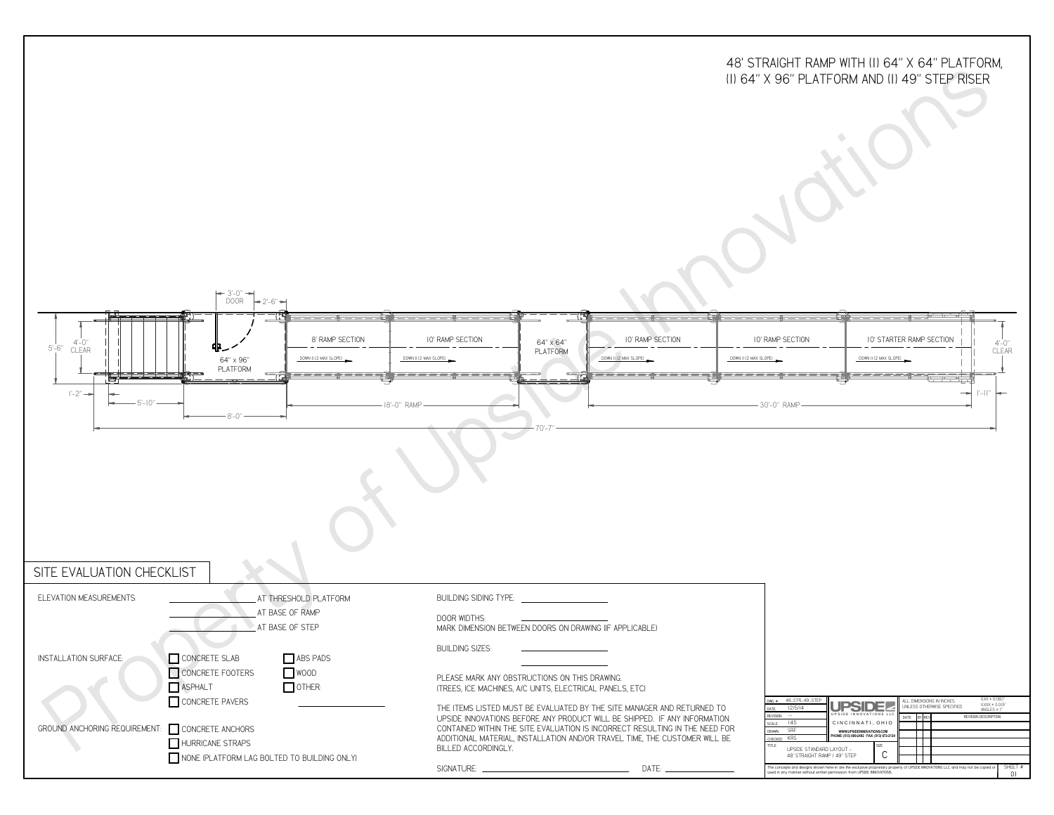# 48' STRAIGHT RAMP WITH (1) 64" X 64" PLATFORM, (1) 64" X 96" PLATFORM AND (1) 49" STEP RISER

3'-0" DOOR
2'-6"
5'-6"
4'-0" CLEAR
64" x 96" PLATFORM
8' RAMP SECTION
DOWN (1:12 MAX SLOPE)
10' RAMP SECTION
DOWN (1:12 MAX SLOPE)
64" x 64" PLATFORM
10' RAMP SECTION
DOWN (1:12 MAX SLOPE)
10' RAMP SECTION
DOWN (1:12 MAX SLOPE)
10' STARTER RAMP SECTION
DOWN (1:12 MAX SLOPE)
4'-0" CLEAR
1'-2"
5'-10"
8'-0"
18'-0" RAMP
30'-0" RAMP
1'-11"
70'-7"

Property of Upside Innovations

## SITE EVALUATION CHECKLIST

ELEVATION MEASUREMENTS:
- ________ AT THRESHOLD PLATFORM
- ________ AT BASE OF RAMP
- ________ AT BASE OF STEP

INSTALLATION SURFACE:
- ☐ CONCRETE SLAB
- ☐ ABS PADS
- ☐ CONCRETE FOOTERS
- ☐ WOOD
- ☐ ASPHALT
- ☐ OTHER ________
- ☐ CONCRETE PAVERS

GROUND ANCHORING REQUIREMENT:
- ☐ CONCRETE ANCHORS
- ☐ HURRICANE STRAPS
- ☐ NONE (PLATFORM LAG BOLTED TO BUILDING ONLY)

BUILDING SIDING TYPE: ________

DOOR WIDTHS: ________
MARK DIMENSION BETWEEN DOORS ON DRAWING (IF APPLICABLE)

BUILDING SIZES: ________
________

PLEASE MARK ANY OBSTRUCTIONS ON THIS DRAWING.
(TREES, ICE MACHINES, A/C UNITS, ELECTRICAL PANELS, ETC)

THE ITEMS LISTED MUST BE EVALUATED BY THE SITE MANAGER AND RETURNED TO UPSIDE INNOVATIONS BEFORE ANY PRODUCT WILL BE SHIPPED. IF ANY INFORMATION CONTAINED WITHIN THE SITE EVALUATION IS INCORRECT RESULTING IN THE NEED FOR ADDITIONAL MATERIAL, INSTALLATION AND/OR TRAVEL TIME, THE CUSTOMER WILL BE BILLED ACCORDINGLY.

SIGNATURE: ________________ DATE: ________

| | |
|---|---|
| DWG # | 48_STR_49_STEP |
| DATE | 12/5/14 |
| REVISION | --- |
| SCALE | 1:45 |
| DRAWN | SRF |
| CHECKED | KRS |
| TITLE | UPSIDE STANDARD LAYOUT - 48' STRAIGHT RAMP / 49" STEP |
| SIZE | C |

UPSIDE INNOVATIONS LLC
CINCINNATI, OHIO
WWW.UPSIDEINNOVATIONS.COM
PHONE: (513) 889-2492 FAX: (513) 672-2124

ALL DIMENSIONS IN INCHES UNLESS OTHERWISE SPECIFIED
XXX ± 0.060"
XXXX ± 0.015"
ANGLES ± 1°

| DATE | BY | REV | REVISION DESCRIPTION |
|---|---|---|---|

The concepts and designs shown here-in are the exclusive proprietary property of UPSIDE INNOVATIONS LLC and may not be copied or used in any manner without written permission from UPSIDE INNOVATIONS.

SHEET # 01